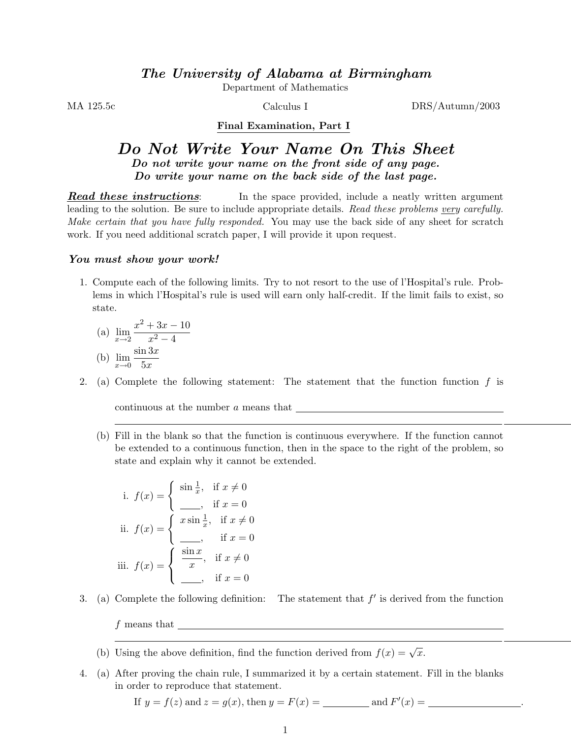# *The University of Alabama at Birmingham*

Department of Mathematics

MA 125.5c — Calculus I — DRS/Autumn/2003

**Final Examination, Part I**

## *Do Not Write Your Name On This Sheet*

***Do not write your name on the front side of any page.***
***Do write your name on the back side of the last page.***

***Read these instructions***: In the space provided, include a neatly written argument leading to the solution. Be sure to include appropriate details. *Read these problems very carefully. Make certain that you have fully responded.* You may use the back side of any sheet for scratch work. If you need additional scratch paper, I will provide it upon request.

***You must show your work!***

1. Compute each of the following limits. Try to not resort to the use of l'Hospital's rule. Problems in which l'Hospital's rule is used will earn only half-credit. If the limit fails to exist, so state.

   (a) $\lim_{x \to 2} \dfrac{x^2 + 3x - 10}{x^2 - 4}$

   (b) $\lim_{x \to 0} \dfrac{\sin 3x}{5x}$

2. (a) Complete the following statement: The statement that the function function $f$ is continuous at the number $a$ means that \_\_\_\_\_\_\_\_\_\_\_\_\_\_\_\_\_\_\_\_\_\_\_\_\_\_\_\_\_\_\_\_\_\_\_\_\_\_\_\_\_\_\_\_\_\_\_\_\_\_\_\_\_\_\_\_\_\_\_\_\_\_\_\_\_\_\_\_\_\_\_\_\_\_\_\_\_\_\_\_\_\_\_\_\_\_\_\_\_\_\_\_\_\_\_\_\_\_\_\_\_\_\_\_

   (b) Fill in the blank so that the function is continuous everywhere. If the function cannot be extended to a continuous function, then in the space to the right of the problem, so state and explain why it cannot be extended.

   i. $f(x) = \begin{cases} \sin \frac{1}{x}, & \text{if } x \neq 0 \\ \_\_\_\_, & \text{if } x = 0 \end{cases}$

   ii. $f(x) = \begin{cases} x \sin \frac{1}{x}, & \text{if } x \neq 0 \\ \_\_\_\_, & \text{if } x = 0 \end{cases}$

   iii. $f(x) = \begin{cases} \dfrac{\sin x}{x}, & \text{if } x \neq 0 \\ \_\_\_\_, & \text{if } x = 0 \end{cases}$

3. (a) Complete the following definition: The statement that $f'$ is derived from the function $f$ means that \_\_\_\_\_\_\_\_\_\_\_\_\_\_\_\_\_\_\_\_\_\_\_\_\_\_\_\_\_\_\_\_\_\_\_\_\_\_\_\_\_\_\_\_\_\_\_\_\_\_\_\_\_\_\_\_\_\_\_\_\_\_\_\_\_\_\_\_\_\_\_\_\_\_\_\_\_\_\_\_\_\_\_\_\_\_\_\_\_\_\_\_\_\_\_\_\_\_\_\_\_\_\_\_

   (b) Using the above definition, find the function derived from $f(x) = \sqrt{x}$.

4. (a) After proving the chain rule, I summarized it by a certain statement. Fill in the blanks in order to reproduce that statement.

   If $y = f(z)$ and $z = g(x)$, then $y = F(x) =$ \_\_\_\_\_\_\_\_\_\_ and $F'(x) =$ \_\_\_\_\_\_\_\_\_\_\_\_\_\_\_\_\_\_\_\_.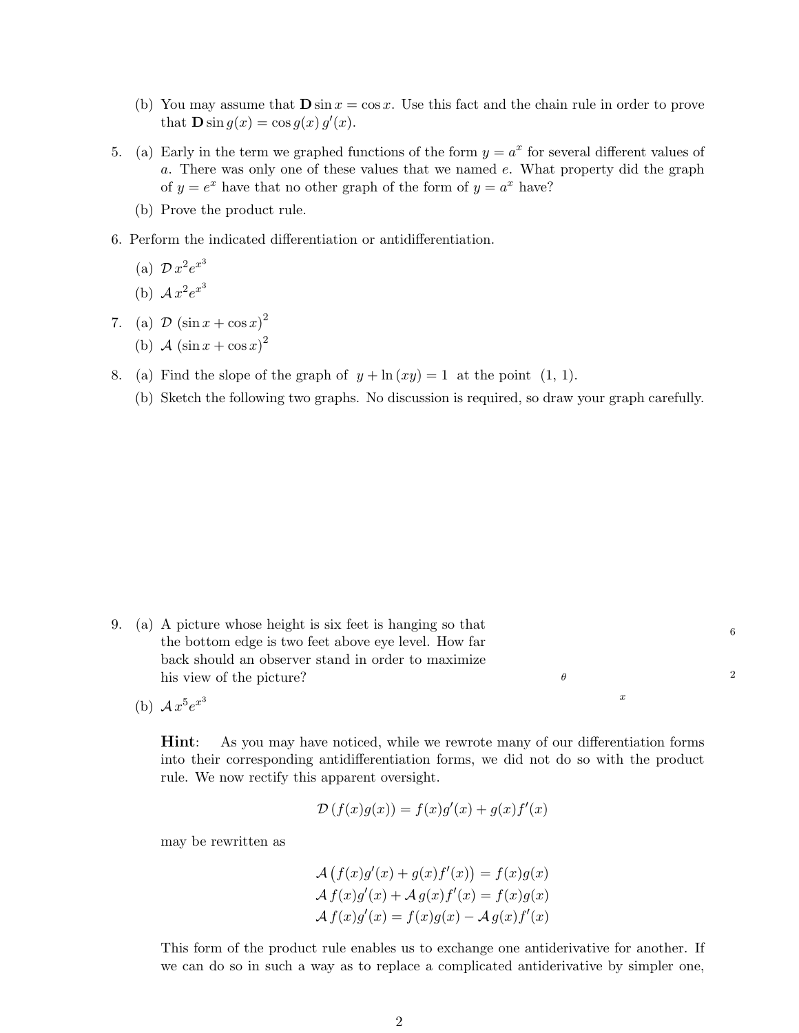(b) You may assume that $\mathbf{D}\sin x = \cos x$. Use this fact and the chain rule in order to prove that $\mathbf{D}\sin g(x) = \cos g(x)\, g'(x)$.

5. (a) Early in the term we graphed functions of the form $y = a^x$ for several different values of $a$. There was only one of these values that we named $e$. What property did the graph of $y = e^x$ have that no other graph of the form of $y = a^x$ have?

   (b) Prove the product rule.

6. Perform the indicated differentiation or antidifferentiation.

   (a) $\mathcal{D}\, x^2 e^{x^3}$

   (b) $\mathcal{A}\, x^2 e^{x^3}$

7. (a) $\mathcal{D}\, (\sin x + \cos x)^2$

   (b) $\mathcal{A}\, (\sin x + \cos x)^2$

8. (a) Find the slope of the graph of $y + \ln(xy) = 1$ at the point $(1,\, 1)$.

   (b) Sketch the following two graphs. No discussion is required, so draw your graph carefully.

9. (a) A picture whose height is six feet is hanging so that the bottom edge is two feet above eye level. How far back should an observer stand in order to maximize his view of the picture?

   6

   $\theta$ 2

   $x$

   (b) $\mathcal{A}\, x^5 e^{x^3}$

   **Hint**: As you may have noticed, while we rewrote many of our differentiation forms into their corresponding antidifferentiation forms, we did not do so with the product rule. We now rectify this apparent oversight.

   $$\mathcal{D}\,(f(x)g(x)) = f(x)g'(x) + g(x)f'(x)$$

   may be rewritten as

   $$\begin{aligned}
   \mathcal{A}\big(f(x)g'(x) + g(x)f'(x)\big) &= f(x)g(x) \\
   \mathcal{A}\, f(x)g'(x) + \mathcal{A}\, g(x)f'(x) &= f(x)g(x) \\
   \mathcal{A}\, f(x)g'(x) &= f(x)g(x) - \mathcal{A}\, g(x)f'(x)
   \end{aligned}$$

   This form of the product rule enables us to exchange one antiderivative for another. If we can do so in such a way as to replace a complicated antiderivative by simpler one,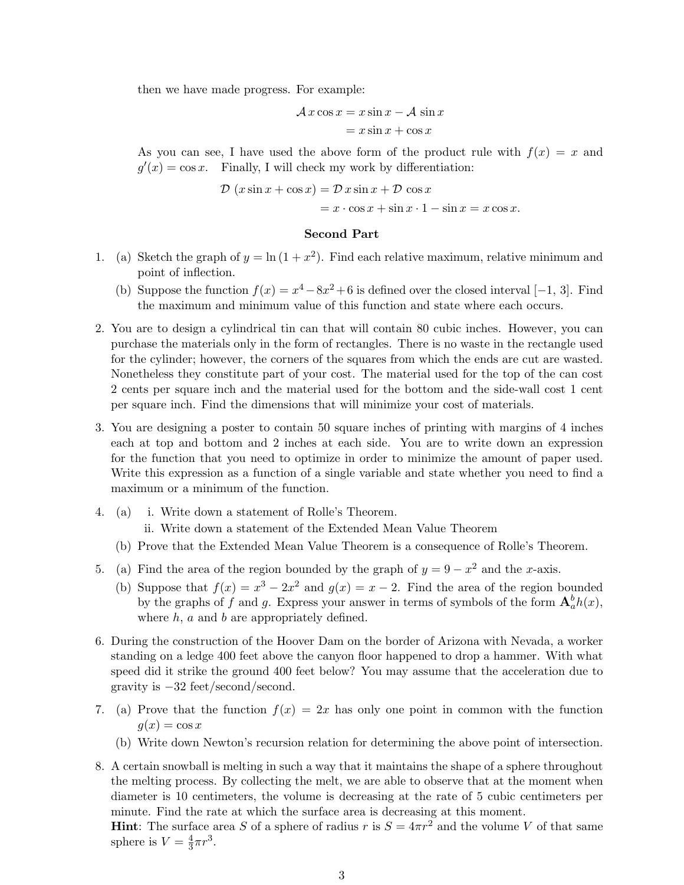then we have made progress. For example:

$$\mathcal{A}\, x \cos x = x \sin x - \mathcal{A}\, \sin x$$
$$= x \sin x + \cos x$$

As you can see, I have used the above form of the product rule with $f(x) = x$ and $g'(x) = \cos x$. Finally, I will check my work by differentiation:

$$\mathcal{D}\, (x \sin x + \cos x) = \mathcal{D}\, x \sin x + \mathcal{D}\, \cos x$$
$$= x \cdot \cos x + \sin x \cdot 1 - \sin x = x \cos x.$$

## Second Part

1. (a) Sketch the graph of $y = \ln(1 + x^2)$. Find each relative maximum, relative minimum and point of inflection.

   (b) Suppose the function $f(x) = x^4 - 8x^2 + 6$ is defined over the closed interval $[-1, 3]$. Find the maximum and minimum value of this function and state where each occurs.

2. You are to design a cylindrical tin can that will contain 80 cubic inches. However, you can purchase the materials only in the form of rectangles. There is no waste in the rectangle used for the cylinder; however, the corners of the squares from which the ends are cut are wasted. Nonetheless they constitute part of your cost. The material used for the top of the can cost 2 cents per square inch and the material used for the bottom and the side-wall cost 1 cent per square inch. Find the dimensions that will minimize your cost of materials.

3. You are designing a poster to contain 50 square inches of printing with margins of 4 inches each at top and bottom and 2 inches at each side. You are to write down an expression for the function that you need to optimize in order to minimize the amount of paper used. Write this expression as a function of a single variable and state whether you need to find a maximum or a minimum of the function.

4. (a) i. Write down a statement of Rolle's Theorem.

   ii. Write down a statement of the Extended Mean Value Theorem

   (b) Prove that the Extended Mean Value Theorem is a consequence of Rolle's Theorem.

5. (a) Find the area of the region bounded by the graph of $y = 9 - x^2$ and the $x$-axis.

   (b) Suppose that $f(x) = x^3 - 2x^2$ and $g(x) = x - 2$. Find the area of the region bounded by the graphs of $f$ and $g$. Express your answer in terms of symbols of the form $\mathbf{A}_a^b h(x)$, where $h$, $a$ and $b$ are appropriately defined.

6. During the construction of the Hoover Dam on the border of Arizona with Nevada, a worker standing on a ledge 400 feet above the canyon floor happened to drop a hammer. With what speed did it strike the ground 400 feet below? You may assume that the acceleration due to gravity is $-32$ feet/second/second.

7. (a) Prove that the function $f(x) = 2x$ has only one point in common with the function $g(x) = \cos x$

   (b) Write down Newton's recursion relation for determining the above point of intersection.

8. A certain snowball is melting in such a way that it maintains the shape of a sphere throughout the melting process. By collecting the melt, we are able to observe that at the moment when diameter is 10 centimeters, the volume is decreasing at the rate of 5 cubic centimeters per minute. Find the rate at which the surface area is decreasing at this moment.
   **Hint**: The surface area $S$ of a sphere of radius $r$ is $S = 4\pi r^2$ and the volume $V$ of that same sphere is $V = \frac{4}{3}\pi r^3$.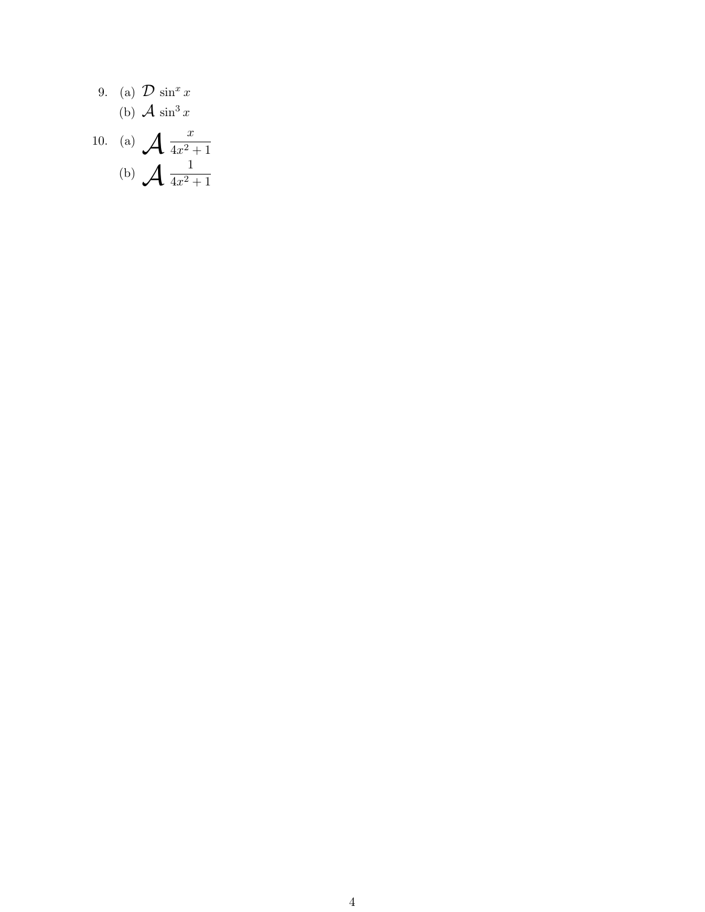9. (a) $\mathcal{D}$ $\sin^x x$
   (b) $\mathcal{A}$ $\sin^3 x$
10. (a) $\mathcal{A}$ $\dfrac{x}{4x^2+1}$
    (b) $\mathcal{A}$ $\dfrac{1}{4x^2+1}$